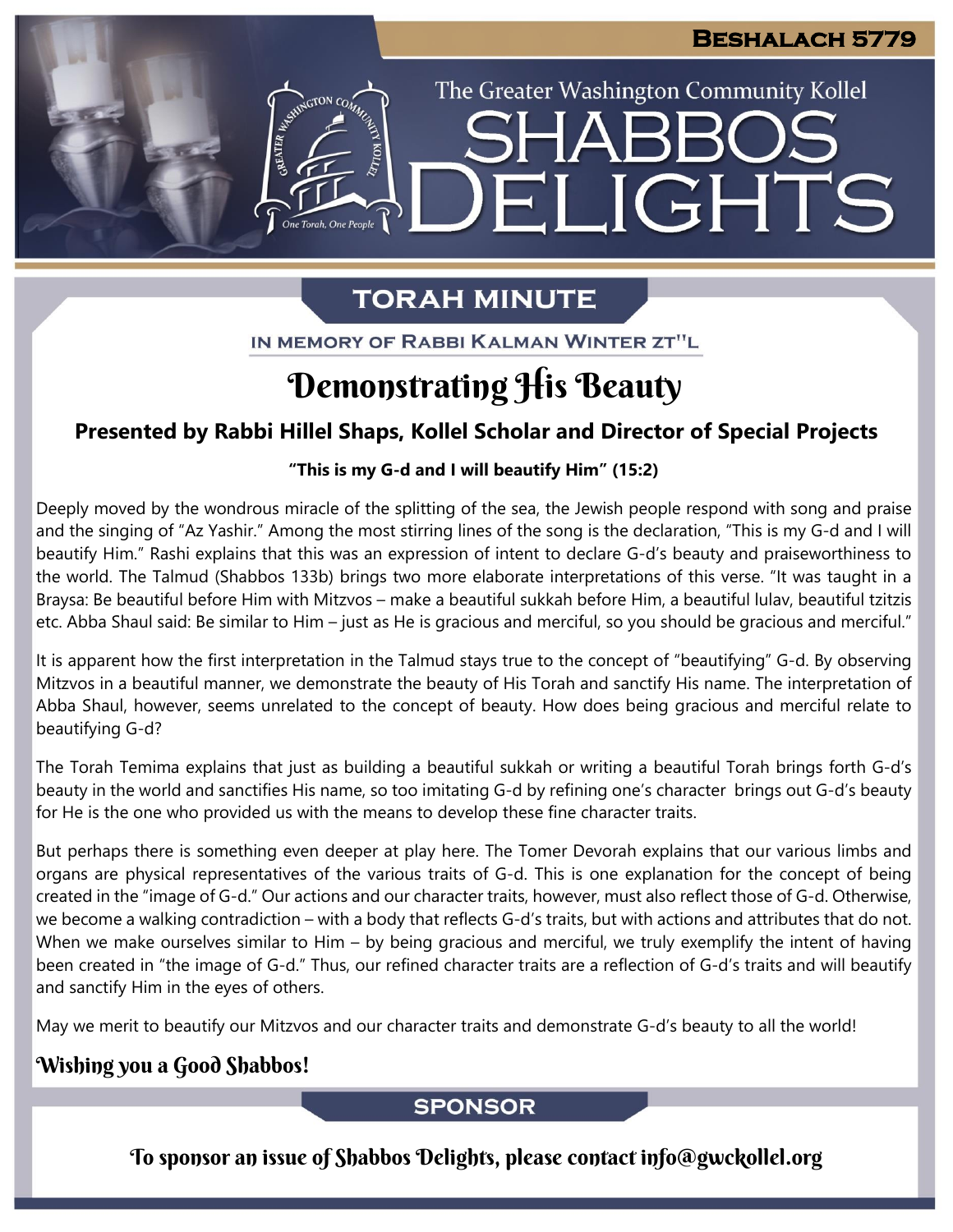Beshalach 5779

The Greater Washington Community Kollel

# Shabbos Delights

## Torah Minute

In Memory of Rabbi Kalman Winter zt"l

# Demonstrating His Beauty

### Presented by Rabbi Hillel Shaps, Kollel Scholar and Director of Special Projects

**"This is my G-d and I will beautify Him" (15:2)**

Deeply moved by the wondrous miracle of the splitting of the sea, the Jewish people respond with song and praise and the singing of "Az Yashir." Among the most stirring lines of the song is the declaration, "This is my G-d and I will beautify Him." Rashi explains that this was an expression of intent to declare G-d's beauty and praiseworthiness to the world. The Talmud (Shabbos 133b) brings two more elaborate interpretations of this verse. "It was taught in a Braysa: Be beautiful before Him with Mitzvos – make a beautiful sukkah before Him, a beautiful lulav, beautiful tzitzis etc. Abba Shaul said: Be similar to Him – just as He is gracious and merciful, so you should be gracious and merciful."

It is apparent how the first interpretation in the Talmud stays true to the concept of "beautifying" G-d. By observing Mitzvos in a beautiful manner, we demonstrate the beauty of His Torah and sanctify His name. The interpretation of Abba Shaul, however, seems unrelated to the concept of beauty. How does being gracious and merciful relate to beautifying G-d?

The Torah Temima explains that just as building a beautiful sukkah or writing a beautiful Torah brings forth G-d's beauty in the world and sanctifies His name, so too imitating G-d by refining one's character brings out G-d's beauty for He is the one who provided us with the means to develop these fine character traits.

But perhaps there is something even deeper at play here. The Tomer Devorah explains that our various limbs and organs are physical representatives of the various traits of G-d. This is one explanation for the concept of being created in the "image of G-d." Our actions and our character traits, however, must also reflect those of G-d. Otherwise, we become a walking contradiction – with a body that reflects G-d's traits, but with actions and attributes that do not. When we make ourselves similar to Him – by being gracious and merciful, we truly exemplify the intent of having been created in "the image of G-d." Thus, our refined character traits are a reflection of G-d's traits and will beautify and sanctify Him in the eyes of others.

May we merit to beautify our Mitzvos and our character traits and demonstrate G-d's beauty to all the world!

**Wishing you a Good Shabbos!**

## Sponsor

To sponsor an issue of Shabbos Delights, please contact info@gwckollel.org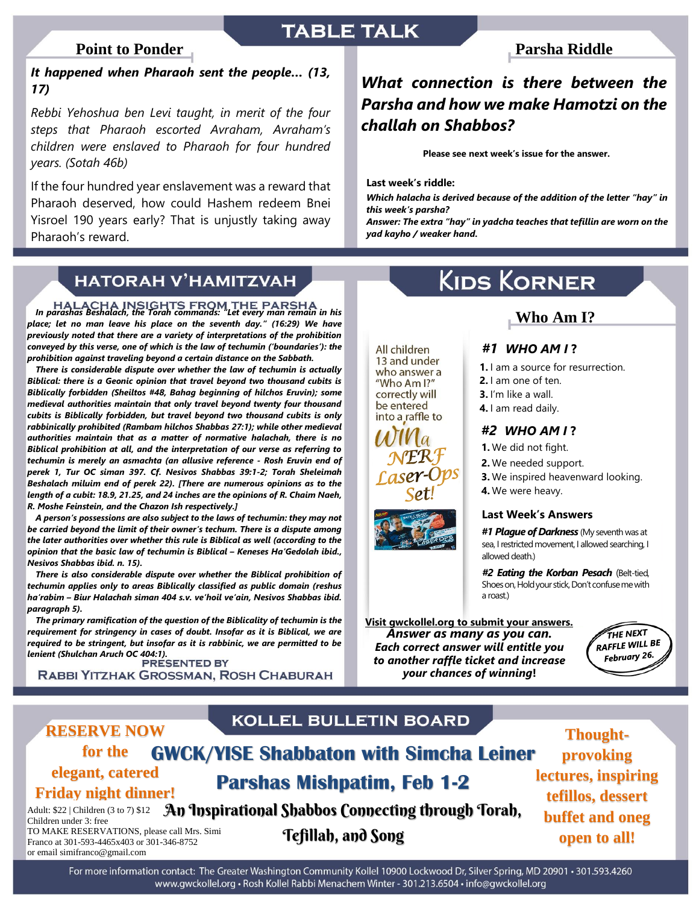# TABLE TALK

## Point to Ponder

***It happened when Pharaoh sent the people... (13, 17)***

*Rebbi Yehoshua ben Levi taught, in merit of the four steps that Pharaoh escorted Avraham, Avraham's children were enslaved to Pharaoh for four hundred years. (Sotah 46b)*

If the four hundred year enslavement was a reward that Pharaoh deserved, how could Hashem redeem Bnei Yisroel 190 years early? That is unjustly taking away Pharaoh's reward.

## Parsha Riddle

***What connection is there between the Parsha and how we make Hamotzi on the challah on Shabbos?***

**Please see next week's issue for the answer.**

**Last week's riddle:**

***Which halacha is derived because of the addition of the letter "hay" in this week's parsha?***

***Answer: The extra "hay" in yadcha teaches that tefillin are worn on the yad kayho / weaker hand.***

# HATORAH V'HAMITZVAH

## HALACHA INSIGHTS FROM THE PARSHA

***In parashas Beshalach, the Torah commands: "Let every man remain in his place; let no man leave his place on the seventh day." (16:29) We have previously noted that there are a variety of interpretations of the prohibition conveyed by this verse, one of which is the law of techumin ('boundaries'): the prohibition against traveling beyond a certain distance on the Sabbath.***

***There is considerable dispute over whether the law of techumin is actually Biblical: there is a Geonic opinion that travel beyond two thousand cubits is Biblically forbidden (Sheiltos #48, Bahag beginning of hilchos Eruvin); some medieval authorities maintain that only travel beyond twenty four thousand cubits is Biblically forbidden, but travel beyond two thousand cubits is only rabbinically prohibited (Rambam hilchos Shabbos 27:1); while other medieval authorities maintain that as a matter of normative halachah, there is no Biblical prohibition at all, and the interpretation of our verse as referring to techumin is merely an asmachta (an allusive reference - Rosh Eruvin end of perek 1, Tur OC siman 397. Cf. Nesivos Shabbos 39:1-2; Torah Sheleimah Beshalach miluim end of perek 22). [There are numerous opinions as to the length of a cubit: 18.9, 21.25, and 24 inches are the opinions of R. Chaim Naeh, R. Moshe Feinstein, and the Chazon Ish respectively.]***

***A person's possessions are also subject to the laws of techumin: they may not be carried beyond the limit of their owner's techum. There is a dispute among the later authorities over whether this rule is Biblical as well (according to the opinion that the basic law of techumin is Biblical – Keneses Ha'Gedolah ibid., Nesivos Shabbos ibid. n. 15).***

***There is also considerable dispute over whether the Biblical prohibition of techumin applies only to areas Biblically classified as public domain (reshus ha'rabim – Biur Halachah siman 404 s.v. ve'hoil ve'ain, Nesivos Shabbos ibid. paragraph 5).***

***The primary ramification of the question of the Biblicality of techumin is the requirement for stringency in cases of doubt. Insofar as it is Biblical, we are required to be stringent, but insofar as it is rabbinic, we are permitted to be lenient (Shulchan Aruch OC 404:1).***

PRESENTED BY
RABBI YITZHAK GROSSMAN, ROSH CHABURAH

# KIDS KORNER

## Who Am I?

All children 13 and under who answer a "Who Am I?" correctly will be entered into a raffle to

*Win a NERF Laser-Ops Set!*

### #1 WHO AM I ?

1. I am a source for resurrection.
2. I am one of ten.
3. I'm like a wall.
4. I am read daily.

### #2 WHO AM I ?

1. We did not fight.
2. We needed support.
3. We inspired heavenward looking.
4. We were heavy.

### Last Week's Answers

***#1 Plague of Darkness*** (My seventh was at sea, I restricted movement, I allowed searching, I allowed death.)

***#2 Eating the Korban Pesach*** (Belt-tied, Shoes on, Hold your stick, Don't confuse me with a roast.)

**Visit gwckollel.org to submit your answers.**

***Answer as many as you can. Each correct answer will entitle you to another raffle ticket and increase your chances of winning!***

***THE NEXT RAFFLE WILL BE February 26.***

# KOLLEL BULLETIN BOARD

**RESERVE NOW for the elegant, catered Friday night dinner!**

Adult: $22 | Children (3 to 7) $12
Children under 3: free
TO MAKE RESERVATIONS, please call Mrs. Simi Franco at 301-593-4465x403 or 301-346-8752 or email simifranco@gmail.com

**GWCK/YISE Shabbaton with Simcha Leiner**

**Parshas Mishpatim, Feb 1-2**

**An Inspirational Shabbos Connecting through Torah, Tefillah, and Song**

**Thought-provoking lectures, inspiring tefillos, dessert buffet and oneg open to all!**

For more information contact: The Greater Washington Community Kollel 10900 Lockwood Dr, Silver Spring, MD 20901 • 301.593.4260
www.gwckollel.org • Rosh Kollel Rabbi Menachem Winter - 301.213.6504 • info@gwckollel.org